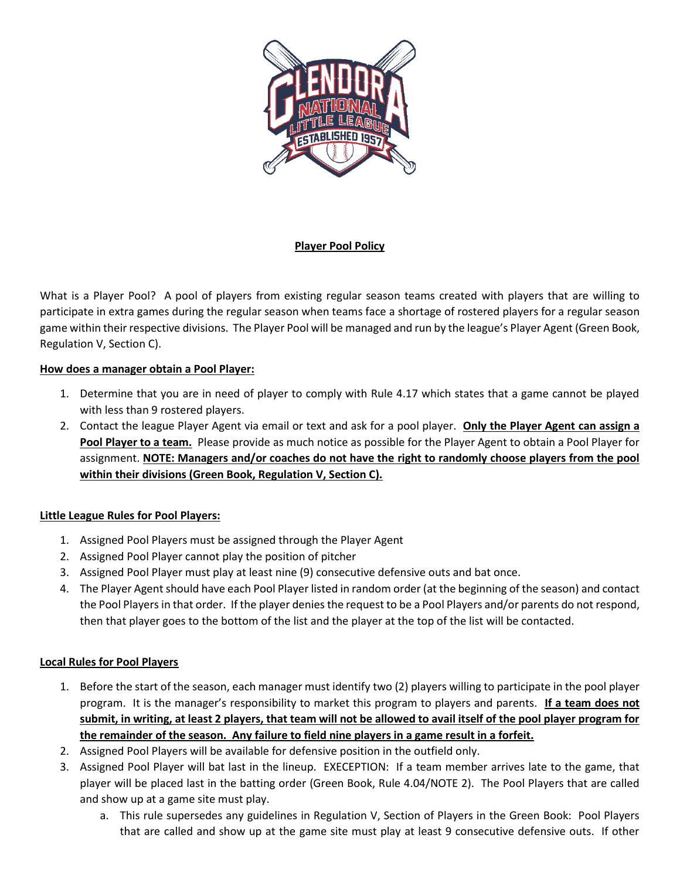**Player Pool Policy**

What is a Player Pool? A pool of players from existing regular season teams created with players that are willing to participate in extra games during the regular season when teams face a shortage of rostered players for a regular season game within their respective divisions. The Player Pool will be managed and run by the league's Player Agent (Green Book, Regulation V, Section C).

**How does a manager obtain a Pool Player:**

1. Determine that you are in need of player to comply with Rule 4.17 which states that a game cannot be played with less than 9 rostered players.
2. Contact the league Player Agent via email or text and ask for a pool player. **Only the Player Agent can assign a Pool Player to a team.** Please provide as much notice as possible for the Player Agent to obtain a Pool Player for assignment. **NOTE: Managers and/or coaches do not have the right to randomly choose players from the pool within their divisions (Green Book, Regulation V, Section C).**

**Little League Rules for Pool Players:**

1. Assigned Pool Players must be assigned through the Player Agent
2. Assigned Pool Player cannot play the position of pitcher
3. Assigned Pool Player must play at least nine (9) consecutive defensive outs and bat once.
4. The Player Agent should have each Pool Player listed in random order (at the beginning of the season) and contact the Pool Players in that order. If the player denies the request to be a Pool Players and/or parents do not respond, then that player goes to the bottom of the list and the player at the top of the list will be contacted.

**Local Rules for Pool Players**

1. Before the start of the season, each manager must identify two (2) players willing to participate in the pool player program. It is the manager's responsibility to market this program to players and parents. **If a team does not submit, in writing, at least 2 players, that team will not be allowed to avail itself of the pool player program for the remainder of the season. Any failure to field nine players in a game result in a forfeit.**
2. Assigned Pool Players will be available for defensive position in the outfield only.
3. Assigned Pool Player will bat last in the lineup. EXECEPTION: If a team member arrives late to the game, that player will be placed last in the batting order (Green Book, Rule 4.04/NOTE 2). The Pool Players that are called and show up at a game site must play.
   a. This rule supersedes any guidelines in Regulation V, Section of Players in the Green Book: Pool Players that are called and show up at the game site must play at least 9 consecutive defensive outs. If other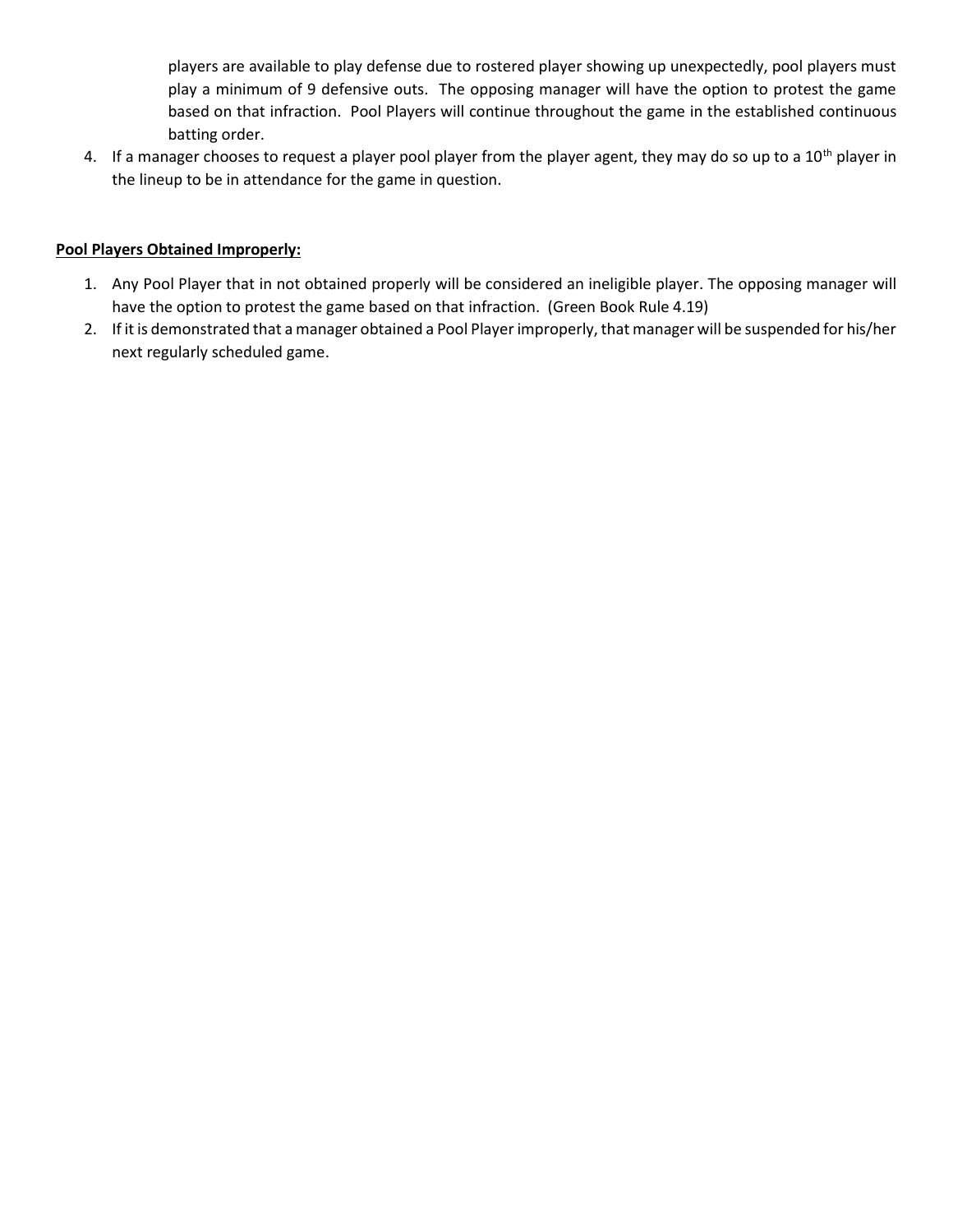players are available to play defense due to rostered player showing up unexpectedly, pool players must play a minimum of 9 defensive outs. The opposing manager will have the option to protest the game based on that infraction. Pool Players will continue throughout the game in the established continuous batting order.

4. If a manager chooses to request a player pool player from the player agent, they may do so up to a 10th player in the lineup to be in attendance for the game in question.

**Pool Players Obtained Improperly:**

1. Any Pool Player that in not obtained properly will be considered an ineligible player. The opposing manager will have the option to protest the game based on that infraction. (Green Book Rule 4.19)
2. If it is demonstrated that a manager obtained a Pool Player improperly, that manager will be suspended for his/her next regularly scheduled game.